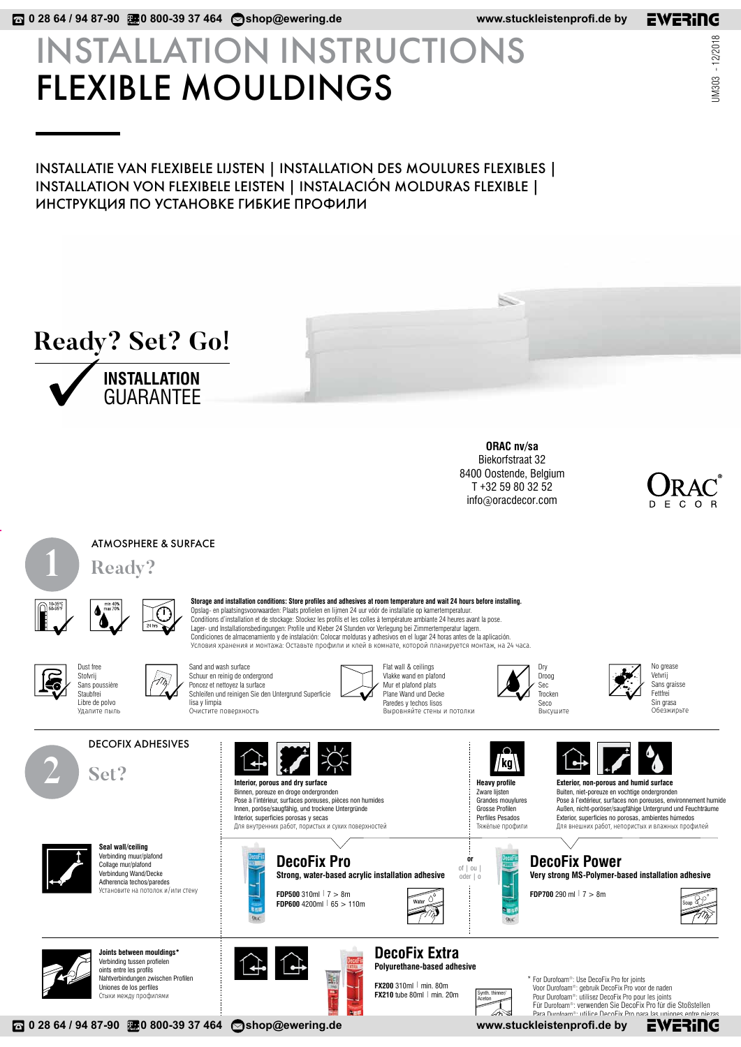# INSTALLATION INSTRUCTIONS
# FLEXIBLE MOULDINGS

UM303 - 12/2018

INSTALLATIE VAN FLEXIBELE LIJSTEN | INSTALLATION DES MOULURES FLEXIBLES | INSTALLATION VON FLEXIBELE LEISTEN | INSTALACIÓN MOLDURAS FLEXIBLE | ИНСТРУКЦИЯ ПО УСТАНОВКЕ ГИБКИЕ ПРОФИЛИ

**Ready? Set? Go!**

**INSTALLATION** GUARANTEE

**ORAC nv/sa**
Biekorfstraat 32
8400 Oostende, Belgium
T +32 59 80 32 52
info@oracdecor.com

## 1 ATMOSPHERE & SURFACE

### Ready?

10-35°C / 50-95°F — min 40% max 70% — 24 hrs

**Storage and installation conditions: Store profiles and adhesives at room temperature and wait 24 hours before installing.**
Opslag- en plaatsingsvoorwaarden: Plaats profielen en lijmen 24 uur vóór de installatie op kamertemperatuur.
Conditions d'installation et de stockage: Stockez les profils et les colles à température ambiante 24 heures avant la pose.
Lager- und Installationsbedingungen: Profile und Kleber 24 Stunden vor Verlegung bei Zimmertemperatur lagern.
Condiciones de almacenamiento y de instalación: Colocar molduras y adhesivos en el lugar 24 horas antes de la aplicación.
Условия хранения и монтажа: Оставьте профили и клей в комнате, которой планируется монтаж, на 24 часа.

- Dust free / Stofvrij / Sans poussière / Staubfrei / Libre de polvo / Удалите пыль
- Sand and wash surface / Schuur en reinig de ondergrond / Poncez et nettoyez la surface / Schleifen und reinigen Sie den Untergrund Superficie lisa y limpia / Очистите поверхность
- Flat wall & ceilings / Vlakke wand en plafond / Mur et plafond plats / Plane Wand und Decke / Paredes y techos lisos / Выровняйте стены и потолки
- Dry / Droog / Sec / Trocken / Seco / Высушите
- No grease / Vetvrij / Sans graisse / Fettfrei / Sin grasa / Обезжирьте

## 2 DECOFIX ADHESIVES

### Set?

**Interior, porous and dry surface**
Binnen, poreuze en droge ondergronden
Pose à l'intérieur, surfaces poreuses, pièces non humides
Innen, poröse/saugfähig, und trockene Untergründe
Interior, superficies porosas y secas
Для внутренних работ, пористых и сухих поверхностей

**Heavy profile**
Zware lijsten
Grandes mouylures
Grosse Profilen
Perfiles Pesados
Тяжёлые профили

**Exterior, non-porous and humid surface**
Buiten, niet-poreuze en vochtige ondergronden
Pose à l'extérieur, surfaces non poreuses, environnement humide
Außen, nicht-poröser/saugfähige Untergrund und Feuchträume
Exterior, superficies no porosas, ambientes húmedos
Для внешних работ, непористых и влажных профилей

**Seal wall/ceiling**
Verbinding muur/plafond
Collage mur/plafond
Verbindung Wand/Decke
Adherencia techos/paredes
Установите на потолок и/или стену

**DecoFix Pro**
**Strong, water-based acrylic installation adhesive**
**FDP500** 310ml | 7 > 8m
**FDP600** 4200ml | 65 > 110m
Water

or / of | ou | oder | o

**DecoFix Power**
**Very strong MS-Polymer-based installation adhesive**
**FDP700** 290 ml | 7 > 8m
Soap

**Joints between mouldings***
Verbinding tussen profielen
oints entre les profils
Nahtverbindungen zwischen Profilen
Uniones de los perfiles
Стыки между профилями

**DecoFix Extra**
**Polyurethane-based adhesive**
**FX200** 310ml | min. 80m
**FX210** tube 80ml | min. 20m
Synth. thinner/ Aceton

\* For Durofoam®: Use DecoFix Pro for joints
Voor Durofoam®: gebruik DecoFix Pro voor de naden
Pour Durofoam®: utilisez DecoFix Pro pour les joints
Für Durofoam®: verwenden Sie DecoFix Pro für die Stoßstellen
Para Durofoam®: utilice DecoFix Pro para las uniones entre piezas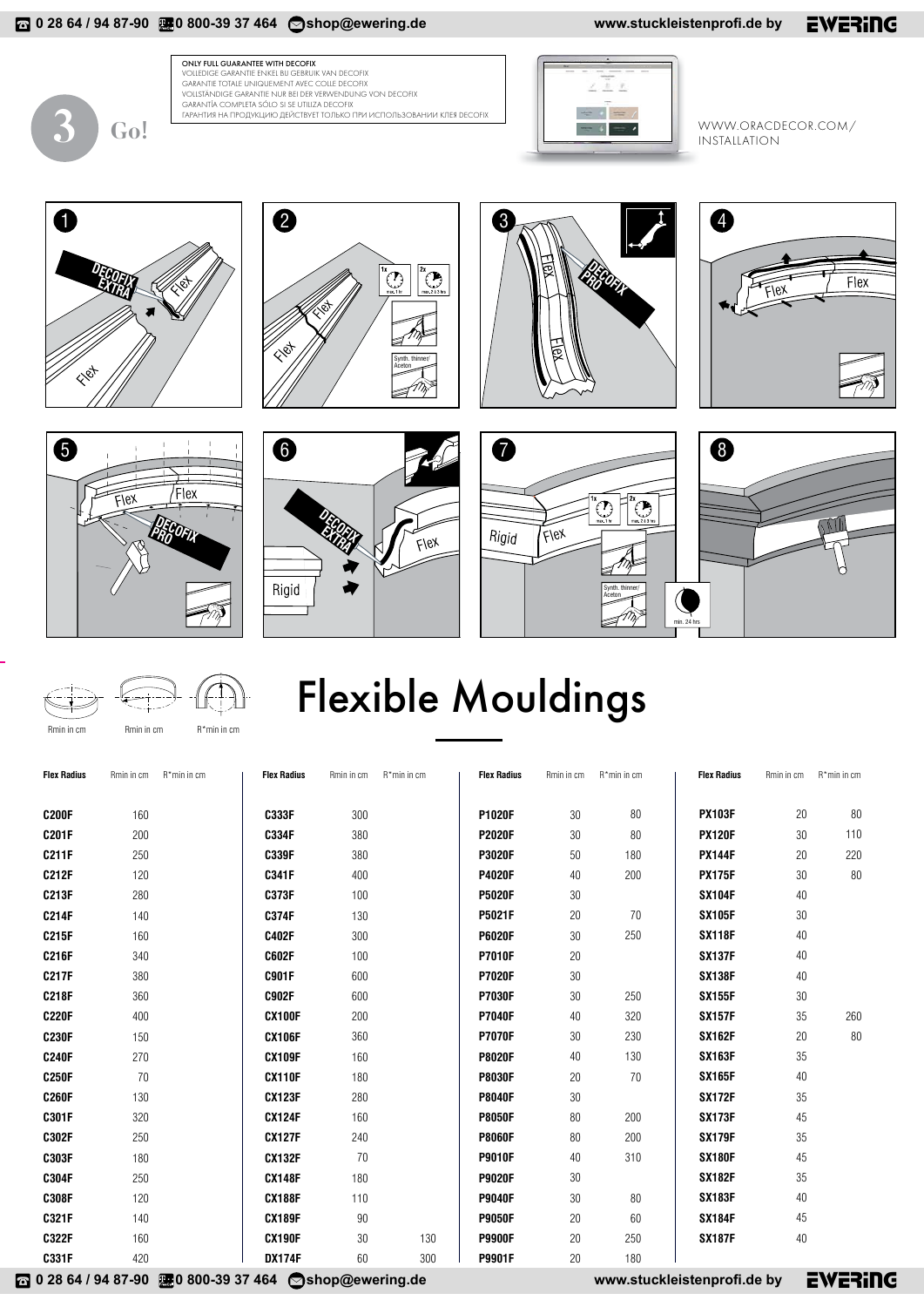## 3 Go!

ONLY FULL GUARANTEE WITH DECOFIX
VOLLEDIGE GARANTIE ENKEL BIJ GEBRUIK VAN DECOFIX
GARANTIE TOTALE UNIQUEMENT AVEC COLLE DECOFIX
VOLLSTÄNDIGE GARANTIE NUR BEI DER VERWENDUNG VON DECOFIX
GARANTÍA COMPLETA SÓLO SI SE UTILIZA DECOFIX
ГАРАНТИЯ НА ПРОДУКЦИЮ ДЕЙСТВУЕТ ТОЛЬКО ПРИ ИСПОЛЬЗОВАНИИ КЛЕЯ DECOFIX

WWW.ORACDECOR.COM/INSTALLATION

1. DECOFIX EXTRA, Flex, Flex
2. Flex, Flex, 1x max. 1 hr, 2x max. 2 à 3 hrs, Synth. thinner/Aceton
3. Flex, DECOFIX PRO, Flex
4. Flex, Flex
5. Flex, Flex, DECOFIX PRO
6. DECOFIX EXTRA, Flex, Rigid
7. Rigid, Flex, 1x max. 1 hr, 2x max. 2 à 3 hrs, Synth. thinner/Aceton, min. 24 hrs
8.

Rmin in cm — Rmin in cm — R*min in cm

# Flexible Mouldings

| Flex Radius | Rmin in cm | R*min in cm |
|---|---|---|
| C200F | 160 | |
| C201F | 200 | |
| C211F | 250 | |
| C212F | 120 | |
| C213F | 280 | |
| C214F | 140 | |
| C215F | 160 | |
| C216F | 340 | |
| C217F | 380 | |
| C218F | 360 | |
| C220F | 400 | |
| C230F | 150 | |
| C240F | 270 | |
| C250F | 70 | |
| C260F | 130 | |
| C301F | 320 | |
| C302F | 250 | |
| C303F | 180 | |
| C304F | 250 | |
| C308F | 120 | |
| C321F | 140 | |
| C322F | 160 | |
| C331F | 420 | |
| C333F | 300 | |
| C334F | 380 | |
| C339F | 380 | |
| C341F | 400 | |
| C373F | 100 | |
| C374F | 130 | |
| C402F | 300 | |
| C602F | 100 | |
| C901F | 600 | |
| C902F | 600 | |
| CX100F | 200 | |
| CX106F | 360 | |
| CX109F | 160 | |
| CX110F | 180 | |
| CX123F | 280 | |
| CX124F | 160 | |
| CX127F | 240 | |
| CX132F | 70 | |
| CX148F | 180 | |
| CX188F | 110 | |
| CX189F | 90 | |
| CX190F | 30 | 130 |
| DX174F | 60 | 300 |
| P1020F | 30 | 80 |
| P2020F | 30 | 80 |
| P3020F | 50 | 180 |
| P4020F | 40 | 200 |
| P5020F | 30 | |
| P5021F | 20 | 70 |
| P6020F | 30 | 250 |
| P7010F | 20 | |
| P7020F | 30 | |
| P7030F | 30 | 250 |
| P7040F | 40 | 320 |
| P7070F | 30 | 230 |
| P8020F | 40 | 130 |
| P8030F | 20 | 70 |
| P8040F | 30 | |
| P8050F | 80 | 200 |
| P8060F | 80 | 200 |
| P9010F | 40 | 310 |
| P9020F | 30 | |
| P9040F | 30 | 80 |
| P9050F | 20 | 60 |
| P9900F | 20 | 250 |
| P9901F | 20 | 180 |
| PX103F | 20 | 80 |
| PX120F | 30 | 110 |
| PX144F | 20 | 220 |
| PX175F | 30 | 80 |
| SX104F | 40 | |
| SX105F | 30 | |
| SX118F | 40 | |
| SX137F | 40 | |
| SX138F | 40 | |
| SX155F | 30 | |
| SX157F | 35 | 260 |
| SX162F | 20 | 80 |
| SX163F | 35 | |
| SX165F | 40 | |
| SX172F | 35 | |
| SX173F | 45 | |
| SX179F | 35 | |
| SX180F | 45 | |
| SX182F | 35 | |
| SX183F | 40 | |
| SX184F | 45 | |
| SX187F | 40 | |